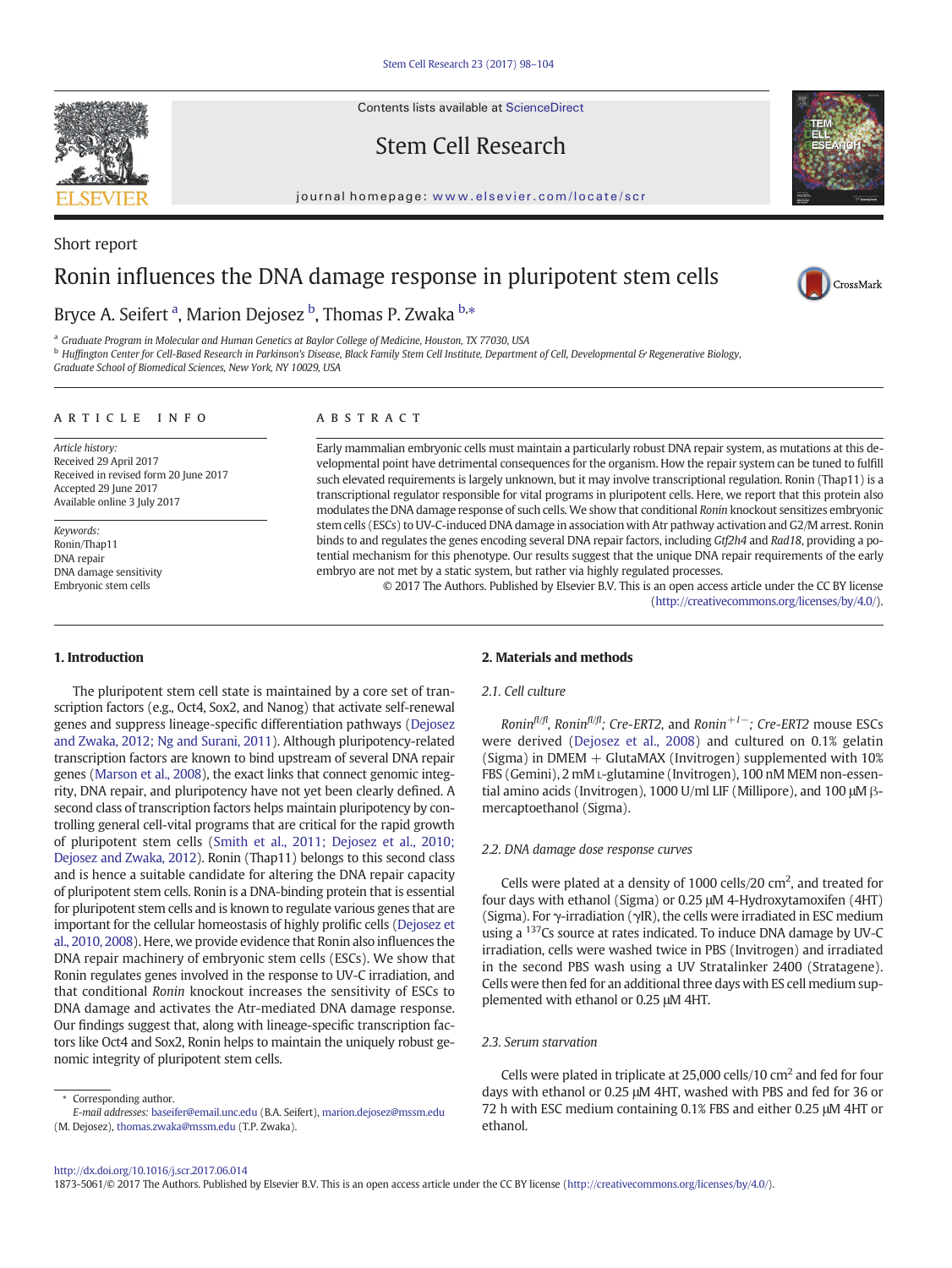Short report

# Ronin influences the DNA damage response in pluripotent stem cells

Bryce A. Seifert [a], Marion Dejosez [b], Thomas P. Zwaka [b,*]

[a] Graduate Program in Molecular and Human Genetics at Baylor College of Medicine, Houston, TX 77030, USA
[b] Huffington Center for Cell-Based Research in Parkinson's Disease, Black Family Stem Cell Institute, Department of Cell, Developmental & Regenerative Biology, Graduate School of Biomedical Sciences, New York, NY 10029, USA

**ARTICLE INFO**

*Article history:*
Received 29 April 2017
Received in revised form 20 June 2017
Accepted 29 June 2017
Available online 3 July 2017

*Keywords:*
Ronin/Thap11
DNA repair
DNA damage sensitivity
Embryonic stem cells

**ABSTRACT**

Early mammalian embryonic cells must maintain a particularly robust DNA repair system, as mutations at this developmental point have detrimental consequences for the organism. How the repair system can be tuned to fulfill such elevated requirements is largely unknown, but it may involve transcriptional regulation. Ronin (Thap11) is a transcriptional regulator responsible for vital programs in pluripotent cells. Here, we report that this protein also modulates the DNA damage response of such cells. We show that conditional *Ronin* knockout sensitizes embryonic stem cells (ESCs) to UV-C-induced DNA damage in association with Atr pathway activation and G2/M arrest. Ronin binds to and regulates the genes encoding several DNA repair factors, including *Gtf2h4* and *Rad18*, providing a potential mechanism for this phenotype. Our results suggest that the unique DNA repair requirements of the early embryo are not met by a static system, but rather via highly regulated processes.

© 2017 The Authors. Published by Elsevier B.V. This is an open access article under the CC BY license (http://creativecommons.org/licenses/by/4.0/).

## 1. Introduction

The pluripotent stem cell state is maintained by a core set of transcription factors (e.g., Oct4, Sox2, and Nanog) that activate self-renewal genes and suppress lineage-specific differentiation pathways (Dejosez and Zwaka, 2012; Ng and Surani, 2011). Although pluripotency-related transcription factors are known to bind upstream of several DNA repair genes (Marson et al., 2008), the exact links that connect genomic integrity, DNA repair, and pluripotency have not yet been clearly defined. A second class of transcription factors helps maintain pluripotency by controlling general cell-vital programs that are critical for the rapid growth of pluripotent stem cells (Smith et al., 2011; Dejosez et al., 2010; Dejosez and Zwaka, 2012). Ronin (Thap11) belongs to this second class and is hence a suitable candidate for altering the DNA repair capacity of pluripotent stem cells. Ronin is a DNA-binding protein that is essential for pluripotent stem cells and is known to regulate various genes that are important for the cellular homeostasis of highly prolific cells (Dejosez et al., 2010, 2008). Here, we provide evidence that Ronin also influences the DNA repair machinery of embryonic stem cells (ESCs). We show that Ronin regulates genes involved in the response to UV-C irradiation, and that conditional *Ronin* knockout increases the sensitivity of ESCs to DNA damage and activates the Atr-mediated DNA damage response. Our findings suggest that, along with lineage-specific transcription factors like Oct4 and Sox2, Ronin helps to maintain the uniquely robust genomic integrity of pluripotent stem cells.

## 2. Materials and methods

### 2.1. Cell culture

*Ronin*$^{fl/fl}$, *Ronin*$^{fl/fl}$; *Cre-ERT2*, and *Ronin*$^{+/-}$; *Cre-ERT2* mouse ESCs were derived (Dejosez et al., 2008) and cultured on 0.1% gelatin (Sigma) in DMEM + GlutaMAX (Invitrogen) supplemented with 10% FBS (Gemini), 2 mM L-glutamine (Invitrogen), 100 nM MEM non-essential amino acids (Invitrogen), 1000 U/ml LIF (Millipore), and 100 μM β-mercaptoethanol (Sigma).

### 2.2. DNA damage dose response curves

Cells were plated at a density of 1000 cells/20 cm$^2$, and treated for four days with ethanol (Sigma) or 0.25 μM 4-Hydroxytamoxifen (4HT) (Sigma). For γ-irradiation (γIR), the cells were irradiated in ESC medium using a $^{137}$Cs source at rates indicated. To induce DNA damage by UV-C irradiation, cells were washed twice in PBS (Invitrogen) and irradiated in the second PBS wash using a UV Stratalinker 2400 (Stratagene). Cells were then fed for an additional three days with ES cell medium supplemented with ethanol or 0.25 μM 4HT.

### 2.3. Serum starvation

Cells were plated in triplicate at 25,000 cells/10 cm$^2$ and fed for four days with ethanol or 0.25 μM 4HT, washed with PBS and fed for 36 or 72 h with ESC medium containing 0.1% FBS and either 0.25 μM 4HT or ethanol.

* Corresponding author.
*E-mail addresses:* baseifer@email.unc.edu (B.A. Seifert), marion.dejosez@mssm.edu (M. Dejosez), thomas.zwaka@mssm.edu (T.P. Zwaka).

http://dx.doi.org/10.1016/j.scr.2017.06.014
1873-5061/© 2017 The Authors. Published by Elsevier B.V. This is an open access article under the CC BY license (http://creativecommons.org/licenses/by/4.0/).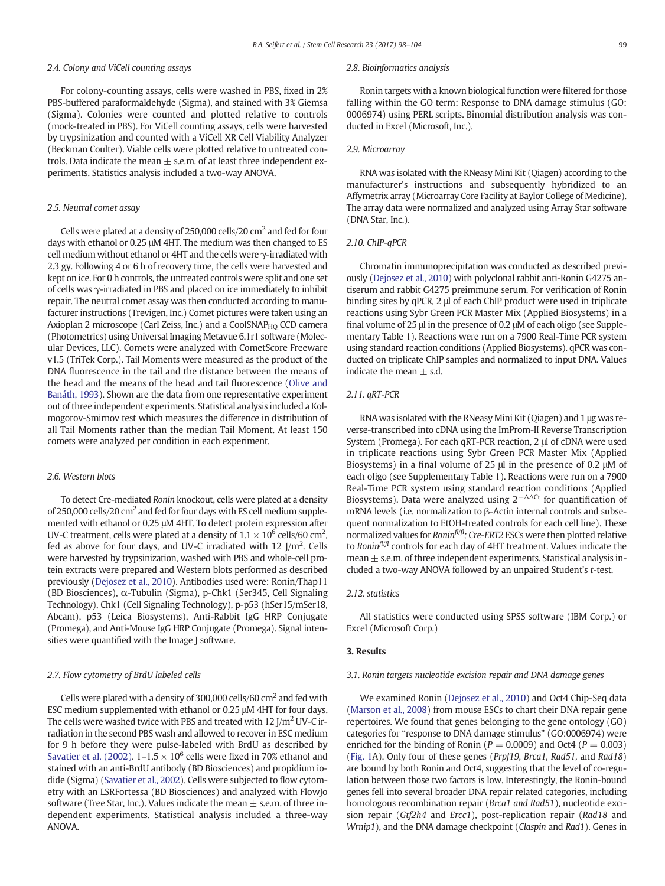### 2.4. Colony and ViCell counting assays

For colony-counting assays, cells were washed in PBS, fixed in 2% PBS-buffered paraformaldehyde (Sigma), and stained with 3% Giemsa (Sigma). Colonies were counted and plotted relative to controls (mock-treated in PBS). For ViCell counting assays, cells were harvested by trypsinization and counted with a ViCell XR Cell Viability Analyzer (Beckman Coulter). Viable cells were plotted relative to untreated controls. Data indicate the mean ± s.e.m. of at least three independent experiments. Statistics analysis included a two-way ANOVA.

### 2.5. Neutral comet assay

Cells were plated at a density of 250,000 cells/20 $cm^2$ and fed for four days with ethanol or 0.25 μM 4HT. The medium was then changed to ES cell medium without ethanol or 4HT and the cells were γ-irradiated with 2.3 gy. Following 4 or 6 h of recovery time, the cells were harvested and kept on ice. For 0 h controls, the untreated controls were split and one set of cells was γ-irradiated in PBS and placed on ice immediately to inhibit repair. The neutral comet assay was then conducted according to manufacturer instructions (Trevigen, Inc.) Comet pictures were taken using an Axioplan 2 microscope (Carl Zeiss, Inc.) and a CoolSNAP$_{HQ}$ CCD camera (Photometrics) using Universal Imaging Metavue 6.1r1 software (Molecular Devices, LLC). Comets were analyzed with CometScore Freeware v1.5 (TriTek Corp.). Tail Moments were measured as the product of the DNA fluorescence in the tail and the distance between the means of the head and the means of the head and tail fluorescence (Olive and Banáth, 1993). Shown are the data from one representative experiment out of three independent experiments. Statistical analysis included a Kolmogorov-Smirnov test which measures the difference in distribution of all Tail Moments rather than the median Tail Moment. At least 150 comets were analyzed per condition in each experiment.

### 2.6. Western blots

To detect Cre-mediated *Ronin* knockout, cells were plated at a density of 250,000 cells/20 $cm^2$ and fed for four days with ES cell medium supplemented with ethanol or 0.25 μM 4HT. To detect protein expression after UV-C treatment, cells were plated at a density of $1.1 \times 10^6$ cells/60 $cm^2$, fed as above for four days, and UV-C irradiated with 12 J/$m^2$. Cells were harvested by trypsinization, washed with PBS and whole-cell protein extracts were prepared and Western blots performed as described previously (Dejosez et al., 2010). Antibodies used were: Ronin/Thap11 (BD Biosciences), α-Tubulin (Sigma), p-Chk1 (Ser345, Cell Signaling Technology), Chk1 (Cell Signaling Technology), p-p53 (hSer15/mSer18, Abcam), p53 (Leica Biosystems), Anti-Rabbit IgG HRP Conjugate (Promega), and Anti-Mouse IgG HRP Conjugate (Promega). Signal intensities were quantified with the Image J software.

### 2.7. Flow cytometry of BrdU labeled cells

Cells were plated with a density of 300,000 cells/60 $cm^2$ and fed with ESC medium supplemented with ethanol or 0.25 μM 4HT for four days. The cells were washed twice with PBS and treated with 12 J/$m^2$ UV-C irradiation in the second PBS wash and allowed to recover in ESC medium for 9 h before they were pulse-labeled with BrdU as described by Savatier et al. (2002). 1–1.5 × $10^6$ cells were fixed in 70% ethanol and stained with an anti-BrdU antibody (BD Biosciences) and propidium iodide (Sigma) (Savatier et al., 2002). Cells were subjected to flow cytometry with an LSRFortessa (BD Biosciences) and analyzed with FlowJo software (Tree Star, Inc.). Values indicate the mean ± s.e.m. of three independent experiments. Statistical analysis included a three-way ANOVA.

### 2.8. Bioinformatics analysis

Ronin targets with a known biological function were filtered for those falling within the GO term: Response to DNA damage stimulus (GO: 0006974) using PERL scripts. Binomial distribution analysis was conducted in Excel (Microsoft, Inc.).

### 2.9. Microarray

RNA was isolated with the RNeasy Mini Kit (Qiagen) according to the manufacturer's instructions and subsequently hybridized to an Affymetrix array (Microarray Core Facility at Baylor College of Medicine). The array data were normalized and analyzed using Array Star software (DNA Star, Inc.).

### 2.10. ChIP-qPCR

Chromatin immunoprecipitation was conducted as described previously (Dejosez et al., 2010) with polyclonal rabbit anti-Ronin G4275 antiserum and rabbit G4275 preimmune serum. For verification of Ronin binding sites by qPCR, 2 μl of each ChIP product were used in triplicate reactions using Sybr Green PCR Master Mix (Applied Biosystems) in a final volume of 25 μl in the presence of 0.2 μM of each oligo (see Supplementary Table 1). Reactions were run on a 7900 Real-Time PCR system using standard reaction conditions (Applied Biosystems). qPCR was conducted on triplicate ChIP samples and normalized to input DNA. Values indicate the mean ± s.d.

### 2.11. qRT-PCR

RNA was isolated with the RNeasy Mini Kit (Qiagen) and 1 μg was reverse-transcribed into cDNA using the ImProm-II Reverse Transcription System (Promega). For each qRT-PCR reaction, 2 μl of cDNA were used in triplicate reactions using Sybr Green PCR Master Mix (Applied Biosystems) in a final volume of 25 μl in the presence of 0.2 μM of each oligo (see Supplementary Table 1). Reactions were run on a 7900 Real-Time PCR system using standard reaction conditions (Applied Biosystems). Data were analyzed using $2^{-\Delta\Delta Ct}$ for quantification of mRNA levels (i.e. normalization to β-Actin internal controls and subsequent normalization to EtOH-treated controls for each cell line). These normalized values for *Ronin$^{fl/fl}$*; *Cre-ERT2* ESCs were then plotted relative to *Ronin$^{fl/fl}$* controls for each day of 4HT treatment. Values indicate the mean ± s.e.m. of three independent experiments. Statistical analysis included a two-way ANOVA followed by an unpaired Student's *t*-test.

### 2.12. statistics

All statistics were conducted using SPSS software (IBM Corp.) or Excel (Microsoft Corp.)

## 3. Results

### 3.1. Ronin targets nucleotide excision repair and DNA damage genes

We examined Ronin (Dejosez et al., 2010) and Oct4 Chip-Seq data (Marson et al., 2008) from mouse ESCs to chart their DNA repair gene repertoires. We found that genes belonging to the gene ontology (GO) categories for "response to DNA damage stimulus" (GO:0006974) were enriched for the binding of Ronin ($P = 0.0009$) and Oct4 ($P = 0.003$) (Fig. 1A). Only four of these genes (*Prpf19, Brca1, Rad51,* and *Rad18*) are bound by both Ronin and Oct4, suggesting that the level of co-regulation between those two factors is low. Interestingly, the Ronin-bound genes fell into several broader DNA repair related categories, including homologous recombination repair (*Brca1 and Rad51*), nucleotide excision repair (*Gtf2h4* and *Ercc1*), post-replication repair (*Rad18* and *Wrnip1*), and the DNA damage checkpoint (*Claspin* and *Rad1*). Genes in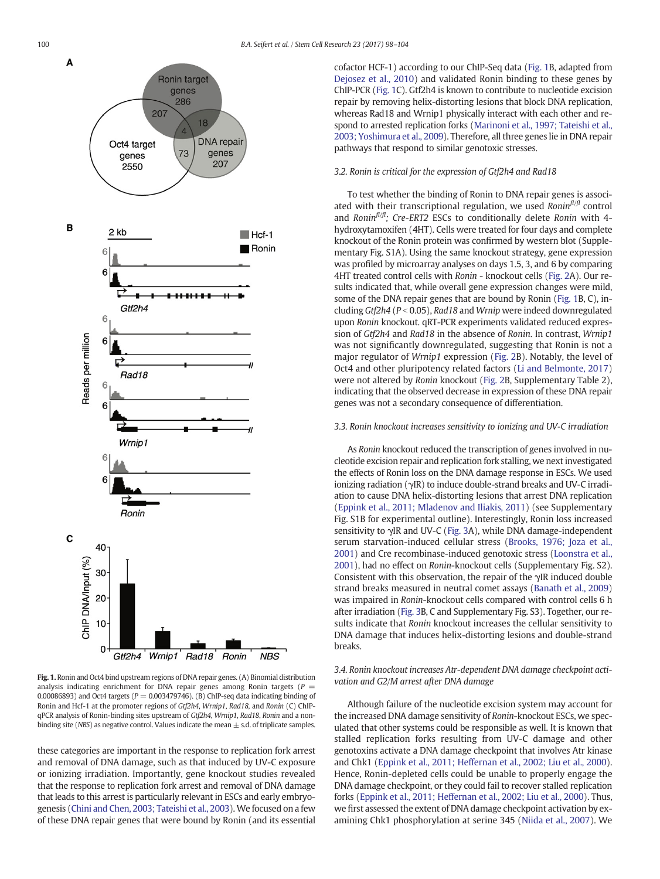**Fig. 1.** Ronin and Oct4 bind upstream regions of DNA repair genes. (A) Binomial distribution analysis indicating enrichment for DNA repair genes among Ronin targets ($P = 0.00086893$) and Oct4 targets ($P = 0.003479746$). (B) ChIP-seq data indicating binding of Ronin and Hcf-1 at the promoter regions of *Gtf2h4*, *Wrnip1*, *Rad18*, and *Ronin* (C) ChIP-qPCR analysis of Ronin-binding sites upstream of *Gtf2h4*, *Wrnip1*, *Rad18*, *Ronin* and a non-binding site (*NBS*) as negative control. Values indicate the mean ± s.d. of triplicate samples.

these categories are important in the response to replication fork arrest and removal of DNA damage, such as that induced by UV-C exposure or ionizing irradiation. Importantly, gene knockout studies revealed that the response to replication fork arrest and removal of DNA damage that leads to this arrest is particularly relevant in ESCs and early embryogenesis (Chini and Chen, 2003; Tateishi et al., 2003). We focused on a few of these DNA repair genes that were bound by Ronin (and its essential cofactor HCF-1) according to our ChIP-Seq data (Fig. 1B, adapted from Dejosez et al., 2010) and validated Ronin binding to these genes by ChIP-PCR (Fig. 1C). Gtf2h4 is known to contribute to nucleotide excision repair by removing helix-distorting lesions that block DNA replication, whereas Rad18 and Wrnip1 physically interact with each other and respond to arrested replication forks (Marinoni et al., 1997; Tateishi et al., 2003; Yoshimura et al., 2009). Therefore, all three genes lie in DNA repair pathways that respond to similar genotoxic stresses.

### 3.2. Ronin is critical for the expression of Gtf2h4 and Rad18

To test whether the binding of Ronin to DNA repair genes is associated with their transcriptional regulation, we used $Ronin^{fl/fl}$ control and $Ronin^{fl/fl}$; *Cre-ERT2* ESCs to conditionally delete *Ronin* with 4-hydroxytamoxifen (4HT). Cells were treated for four days and complete knockout of the Ronin protein was confirmed by western blot (Supplementary Fig. S1A). Using the same knockout strategy, gene expression was profiled by microarray analyses on days 1.5, 3, and 6 by comparing 4HT treated control cells with *Ronin* - knockout cells (Fig. 2A). Our results indicated that, while overall gene expression changes were mild, some of the DNA repair genes that are bound by Ronin (Fig. 1B, C), including *Gtf2h4* ($P < 0.05$), *Rad18* and *Wrnip* were indeed downregulated upon *Ronin* knockout. qRT-PCR experiments validated reduced expression of *Gtf2h4* and *Rad18* in the absence of *Ronin*. In contrast, *Wrnip1* was not significantly downregulated, suggesting that Ronin is not a major regulator of *Wrnip1* expression (Fig. 2B). Notably, the level of Oct4 and other pluripotency related factors (Li and Belmonte, 2017) were not altered by *Ronin* knockout (Fig. 2B, Supplementary Table 2), indicating that the observed decrease in expression of these DNA repair genes was not a secondary consequence of differentiation.

### 3.3. Ronin knockout increases sensitivity to ionizing and UV-C irradiation

As *Ronin* knockout reduced the transcription of genes involved in nucleotide excision repair and replication fork stalling, we next investigated the effects of Ronin loss on the DNA damage response in ESCs. We used ionizing radiation (γIR) to induce double-strand breaks and UV-C irradiation to cause DNA helix-distorting lesions that arrest DNA replication (Eppink et al., 2011; Mladenov and Iliakis, 2011) (see Supplementary Fig. S1B for experimental outline). Interestingly, Ronin loss increased sensitivity to γIR and UV-C (Fig. 3A), while DNA damage-independent serum starvation-induced cellular stress (Brooks, 1976; Joza et al., 2001) and Cre recombinase-induced genotoxic stress (Loonstra et al., 2001), had no effect on *Ronin*-knockout cells (Supplementary Fig. S2). Consistent with this observation, the repair of the γIR induced double strand breaks measured in neutral comet assays (Banath et al., 2009) was impaired in *Ronin*-knockout cells compared with control cells 6 h after irradiation (Fig. 3B, C and Supplementary Fig. S3). Together, our results indicate that *Ronin* knockout increases the cellular sensitivity to DNA damage that induces helix-distorting lesions and double-strand breaks.

### 3.4. Ronin knockout increases Atr-dependent DNA damage checkpoint activation and G2/M arrest after DNA damage

Although failure of the nucleotide excision system may account for the increased DNA damage sensitivity of *Ronin*-knockout ESCs, we speculated that other systems could be responsible as well. It is known that stalled replication forks resulting from UV-C damage and other genotoxins activate a DNA damage checkpoint that involves Atr kinase and Chk1 (Eppink et al., 2011; Heffernan et al., 2002; Liu et al., 2000). Hence, Ronin-depleted cells could be unable to properly engage the DNA damage checkpoint, or they could fail to recover stalled replication forks (Eppink et al., 2011; Heffernan et al., 2002; Liu et al., 2000). Thus, we first assessed the extent of DNA damage checkpoint activation by examining Chk1 phosphorylation at serine 345 (Niida et al., 2007). We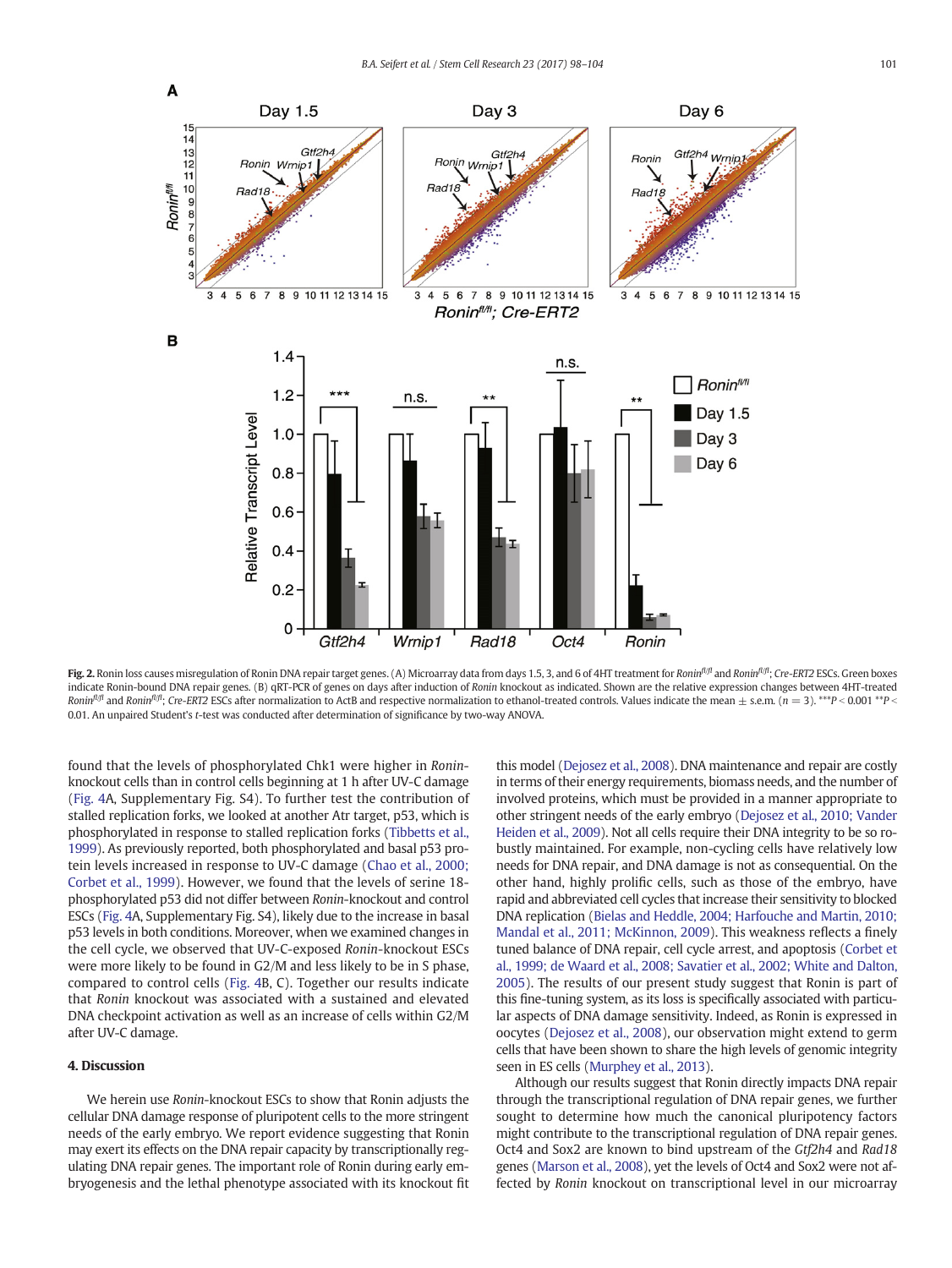**Fig. 2.** Ronin loss causes misregulation of Ronin DNA repair target genes. (A) Microarray data from days 1.5, 3, and 6 of 4HT treatment for *Ronin*$^{fl/fl}$ and *Ronin*$^{fl/fl}$; *Cre-ERT2* ESCs. Green boxes indicate Ronin-bound DNA repair genes. (B) qRT-PCR of genes on days after induction of *Ronin* knockout as indicated. Shown are the relative expression changes between 4HT-treated *Ronin*$^{fl/fl}$ and *Ronin*$^{fl/fl}$; *Cre-ERT2* ESCs after normalization to ActB and respective normalization to ethanol-treated controls. Values indicate the mean ± s.e.m. ($n = 3$). ***$P < 0.001$ **$P < 0.01$. An unpaired Student's *t*-test was conducted after determination of significance by two-way ANOVA.

found that the levels of phosphorylated Chk1 were higher in *Ronin*-knockout cells than in control cells beginning at 1 h after UV-C damage (Fig. 4A, Supplementary Fig. S4). To further test the contribution of stalled replication forks, we looked at another Atr target, p53, which is phosphorylated in response to stalled replication forks (Tibbetts et al., 1999). As previously reported, both phosphorylated and basal p53 protein levels increased in response to UV-C damage (Chao et al., 2000; Corbet et al., 1999). However, we found that the levels of serine 18-phosphorylated p53 did not differ between *Ronin*-knockout and control ESCs (Fig. 4A, Supplementary Fig. S4), likely due to the increase in basal p53 levels in both conditions. Moreover, when we examined changes in the cell cycle, we observed that UV-C-exposed *Ronin*-knockout ESCs were more likely to be found in G2/M and less likely to be in S phase, compared to control cells (Fig. 4B, C). Together our results indicate that *Ronin* knockout was associated with a sustained and elevated DNA checkpoint activation as well as an increase of cells within G2/M after UV-C damage.

## 4. Discussion

We herein use *Ronin*-knockout ESCs to show that Ronin adjusts the cellular DNA damage response of pluripotent cells to the more stringent needs of the early embryo. We report evidence suggesting that Ronin may exert its effects on the DNA repair capacity by transcriptionally regulating DNA repair genes. The important role of Ronin during early embryogenesis and the lethal phenotype associated with its knockout fit this model (Dejosez et al., 2008). DNA maintenance and repair are costly in terms of their energy requirements, biomass needs, and the number of involved proteins, which must be provided in a manner appropriate to other stringent needs of the early embryo (Dejosez et al., 2010; Vander Heiden et al., 2009). Not all cells require their DNA integrity to be so robustly maintained. For example, non-cycling cells have relatively low needs for DNA repair, and DNA damage is not as consequential. On the other hand, highly prolific cells, such as those of the embryo, have rapid and abbreviated cell cycles that increase their sensitivity to blocked DNA replication (Bielas and Heddle, 2004; Harfouche and Martin, 2010; Mandal et al., 2011; McKinnon, 2009). This weakness reflects a finely tuned balance of DNA repair, cell cycle arrest, and apoptosis (Corbet et al., 1999; de Waard et al., 2008; Savatier et al., 2002; White and Dalton, 2005). The results of our present study suggest that Ronin is part of this fine-tuning system, as its loss is specifically associated with particular aspects of DNA damage sensitivity. Indeed, as Ronin is expressed in oocytes (Dejosez et al., 2008), our observation might extend to germ cells that have been shown to share the high levels of genomic integrity seen in ES cells (Murphey et al., 2013).

Although our results suggest that Ronin directly impacts DNA repair through the transcriptional regulation of DNA repair genes, we further sought to determine how much the canonical pluripotency factors might contribute to the transcriptional regulation of DNA repair genes. Oct4 and Sox2 are known to bind upstream of the *Gtf2h4* and *Rad18* genes (Marson et al., 2008), yet the levels of Oct4 and Sox2 were not affected by *Ronin* knockout on transcriptional level in our microarray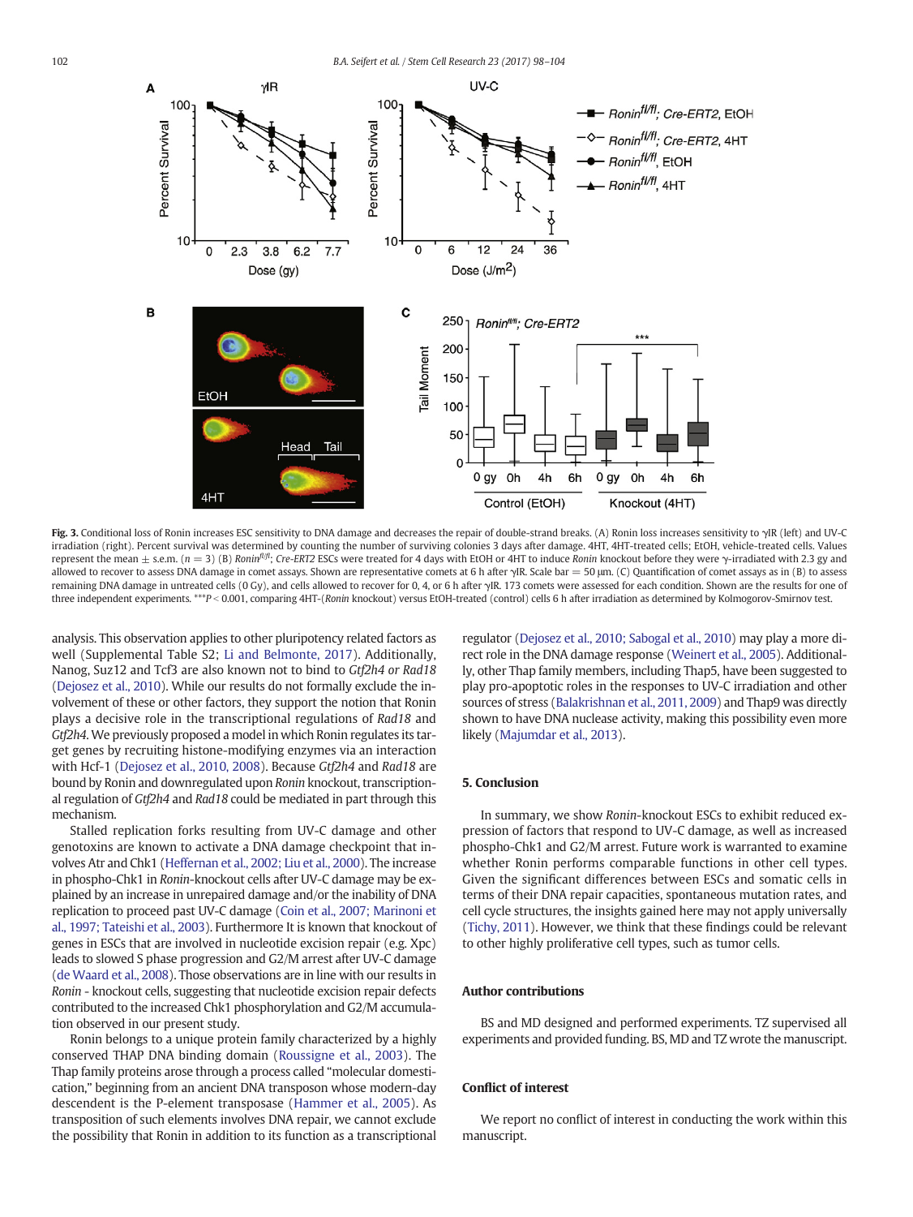**Fig. 3.** Conditional loss of Ronin increases ESC sensitivity to DNA damage and decreases the repair of double-strand breaks. (A) Ronin loss increases sensitivity to γIR (left) and UV-C irradiation (right). Percent survival was determined by counting the number of surviving colonies 3 days after damage. 4HT, 4HT-treated cells; EtOH, vehicle-treated cells. Values represent the mean ± s.e.m. ($n = 3$) (B) *Ronin*$^{fl/fl}$; *Cre-ERT2* ESCs were treated for 4 days with EtOH or 4HT to induce *Ronin* knockout before they were γ-irradiated with 2.3 gy and allowed to recover to assess DNA damage in comet assays. Shown are representative comets at 6 h after γIR. Scale bar = 50 μm. (C) Quantification of comet assays as in (B) to assess remaining DNA damage in untreated cells (0 Gy), and cells allowed to recover for 0, 4, or 6 h after γIR. 173 comets were assessed for each condition. Shown are the results for one of three independent experiments. ***$P < 0.001$, comparing 4HT-(*Ronin* knockout) versus EtOH-treated (control) cells 6 h after irradiation as determined by Kolmogorov-Smirnov test.

analysis. This observation applies to other pluripotency related factors as well (Supplemental Table S2; Li and Belmonte, 2017). Additionally, Nanog, Suz12 and Tcf3 are also known not to bind to *Gtf2h4 or Rad18* (Dejosez et al., 2010). While our results do not formally exclude the involvement of these or other factors, they support the notion that Ronin plays a decisive role in the transcriptional regulations of *Rad18* and *Gtf2h4*. We previously proposed a model in which Ronin regulates its target genes by recruiting histone-modifying enzymes via an interaction with Hcf-1 (Dejosez et al., 2010, 2008). Because *Gtf2h4* and *Rad18* are bound by Ronin and downregulated upon *Ronin* knockout, transcriptional regulation of *Gtf2h4* and *Rad18* could be mediated in part through this mechanism.

Stalled replication forks resulting from UV-C damage and other genotoxins are known to activate a DNA damage checkpoint that involves Atr and Chk1 (Heffernan et al., 2002; Liu et al., 2000). The increase in phospho-Chk1 in *Ronin*-knockout cells after UV-C damage may be explained by an increase in unrepaired damage and/or the inability of DNA replication to proceed past UV-C damage (Coin et al., 2007; Marinoni et al., 1997; Tateishi et al., 2003). Furthermore It is known that knockout of genes in ESCs that are involved in nucleotide excision repair (e.g. Xpc) leads to slowed S phase progression and G2/M arrest after UV-C damage (de Waard et al., 2008). Those observations are in line with our results in *Ronin* - knockout cells, suggesting that nucleotide excision repair defects contributed to the increased Chk1 phosphorylation and G2/M accumulation observed in our present study.

Ronin belongs to a unique protein family characterized by a highly conserved THAP DNA binding domain (Roussigne et al., 2003). The Thap family proteins arose through a process called "molecular domestication," beginning from an ancient DNA transposon whose modern-day descendent is the P-element transposase (Hammer et al., 2005). As transposition of such elements involves DNA repair, we cannot exclude the possibility that Ronin in addition to its function as a transcriptional regulator (Dejosez et al., 2010; Sabogal et al., 2010) may play a more direct role in the DNA damage response (Weinert et al., 2005). Additionally, other Thap family members, including Thap5, have been suggested to play pro-apoptotic roles in the responses to UV-C irradiation and other sources of stress (Balakrishnan et al., 2011, 2009) and Thap9 was directly shown to have DNA nuclease activity, making this possibility even more likely (Majumdar et al., 2013).

## 5. Conclusion

In summary, we show *Ronin*-knockout ESCs to exhibit reduced expression of factors that respond to UV-C damage, as well as increased phospho-Chk1 and G2/M arrest. Future work is warranted to examine whether Ronin performs comparable functions in other cell types. Given the significant differences between ESCs and somatic cells in terms of their DNA repair capacities, spontaneous mutation rates, and cell cycle structures, the insights gained here may not apply universally (Tichy, 2011). However, we think that these findings could be relevant to other highly proliferative cell types, such as tumor cells.

## Author contributions

BS and MD designed and performed experiments. TZ supervised all experiments and provided funding. BS, MD and TZ wrote the manuscript.

## Conflict of interest

We report no conflict of interest in conducting the work within this manuscript.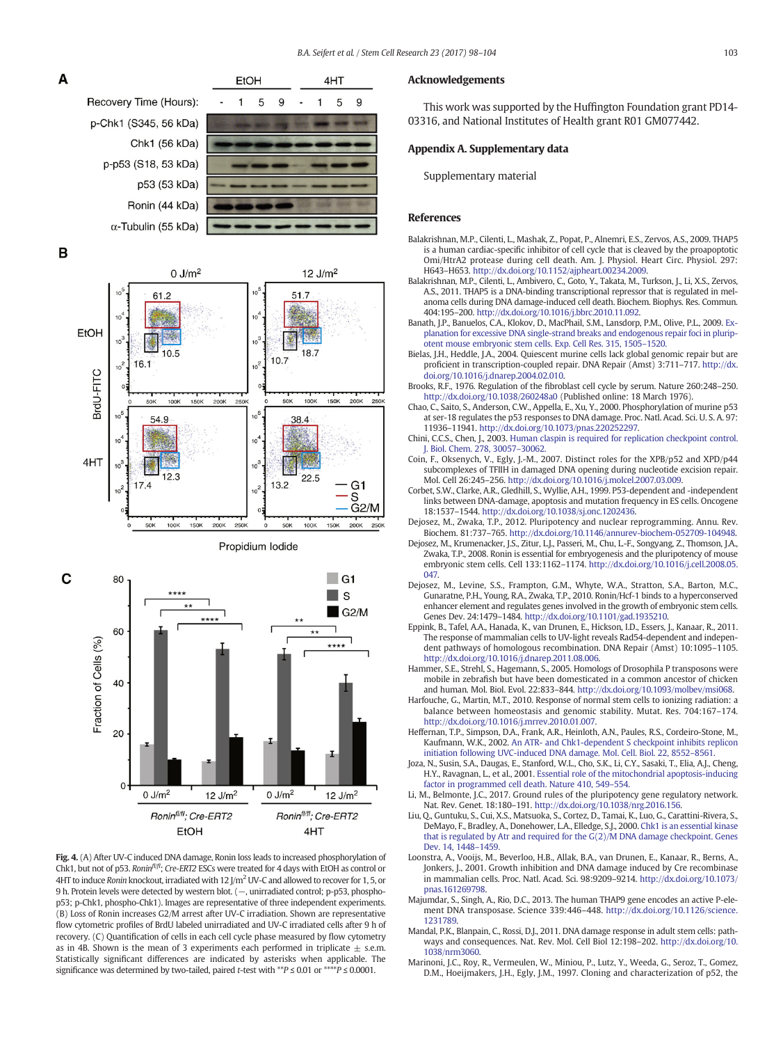**Fig. 4.** (A) After UV-C induced DNA damage, Ronin loss leads to increased phosphorylation of Chk1, but not of p53. *Ronin*$^{fl/fl}$; *Cre-ERT2* ESCs were treated for 4 days with EtOH as control or 4HT to induce *Ronin* knockout, irradiated with 12 J/m$^2$ UV-C and allowed to recover for 1, 5, or 9 h. Protein levels were detected by western blot. (−, unirradiated control; p-p53, phospho-p53; p-Chk1, phospho-Chk1). Images are representative of three independent experiments. (B) Loss of Ronin increases G2/M arrest after UV-C irradiation. Shown are representative flow cytometric profiles of BrdU labeled unirradiated and UV-C irradiated cells after 9 h of recovery. (C) Quantification of cells in each cell cycle phase measured by flow cytometry as in 4B. Shown is the mean of 3 experiments each performed in triplicate ± s.e.m. Statistically significant differences are indicated by asterisks when applicable. The significance was determined by two-tailed, paired *t*-test with **$P \leq 0.01$ or ****$P \leq 0.0001$.

## Acknowledgements

This work was supported by the Huffington Foundation grant PD14-03316, and National Institutes of Health grant R01 GM077442.

## Appendix A. Supplementary data

Supplementary material

## References

Balakrishnan, M.P., Cilenti, L., Mashak, Z., Popat, P., Alnemri, E.S., Zervos, A.S., 2009. THAP5 is a human cardiac-specific inhibitor of cell cycle that is cleaved by the proapoptotic Omi/HtrA2 protease during cell death. Am. J. Physiol. Heart Circ. Physiol. 297: H643–H653. http://dx.doi.org/10.1152/ajpheart.00234.2009.

Balakrishnan, M.P., Cilenti, L., Ambivero, C., Goto, Y., Takata, M., Turkson, J., Li, X.S., Zervos, A.S., 2011. THAP5 is a DNA-binding transcriptional repressor that is regulated in melanoma cells during DNA damage-induced cell death. Biochem. Biophys. Res. Commun. 404:195–200. http://dx.doi.org/10.1016/j.bbrc.2010.11.092.

Banath, J.P., Banuelos, C.A., Klokov, D., MacPhail, S.M., Lansdorp, P.M., Olive, P.L., 2009. Explanation for excessive DNA single-strand breaks and endogenous repair foci in pluripotent mouse embryonic stem cells. Exp. Cell Res. 315, 1505–1520.

Bielas, J.H., Heddle, J.A., 2004. Quiescent murine cells lack global genomic repair but are proficient in transcription-coupled repair. DNA Repair (Amst) 3:711–717. http://dx.doi.org/10.1016/j.dnarep.2004.02.010.

Brooks, R.F., 1976. Regulation of the fibroblast cell cycle by serum. Nature 260:248–250. http://dx.doi.org/10.1038/260248a0 (Published online: 18 March 1976).

Chao, C., Saito, S., Anderson, C.W., Appella, E., Xu, Y., 2000. Phosphorylation of murine p53 at ser-18 regulates the p53 responses to DNA damage. Proc. Natl. Acad. Sci. U. S. A. 97: 11936–11941. http://dx.doi.org/10.1073/pnas.220252297.

Chini, C.C.S., Chen, J., 2003. Human claspin is required for replication checkpoint control. J. Biol. Chem. 278, 30057–30062.

Coin, F., Oksenych, V., Egly, J.-M., 2007. Distinct roles for the XPB/p52 and XPD/p44 subcomplexes of TFIIH in damaged DNA opening during nucleotide excision repair. Mol. Cell 26:245–256. http://dx.doi.org/10.1016/j.molcel.2007.03.009.

Corbet, S.W., Clarke, A.R., Gledhill, S., Wyllie, A.H., 1999. P53-dependent and -independent links between DNA-damage, apoptosis and mutation frequency in ES cells. Oncogene 18:1537–1544. http://dx.doi.org/10.1038/sj.onc.1202436.

Dejosez, M., Zwaka, T.P., 2012. Pluripotency and nuclear reprogramming. Annu. Rev. Biochem. 81:737–765. http://dx.doi.org/10.1146/annurev-biochem-052709-104948.

Dejosez, M., Krumenacker, J.S., Zitur, L.J., Passeri, M., Chu, L.-F., Songyang, Z., Thomson, J.A., Zwaka, T.P., 2008. Ronin is essential for embryogenesis and the pluripotency of mouse embryonic stem cells. Cell 133:1162–1174. http://dx.doi.org/10.1016/j.cell.2008.05.047.

Dejosez, M., Levine, S.S., Frampton, G.M., Whyte, W.A., Stratton, S.A., Barton, M.C., Gunaratne, P.H., Young, R.A., Zwaka, T.P., 2010. Ronin/Hcf-1 binds to a hyperconserved enhancer element and regulates genes involved in the growth of embryonic stem cells. Genes Dev. 24:1479–1484. http://dx.doi.org/10.1101/gad.1935210.

Eppink, B., Tafel, A.A., Hanada, K., van Drunen, E., Hickson, I.D., Essers, J., Kanaar, R., 2011. The response of mammalian cells to UV-light reveals Rad54-dependent and independent pathways of homologous recombination. DNA Repair (Amst) 10:1095–1105. http://dx.doi.org/10.1016/j.dnarep.2011.08.006.

Hammer, S.E., Strehl, S., Hagemann, S., 2005. Homologs of Drosophila P transposons were mobile in zebrafish but have been domesticated in a common ancestor of chicken and human. Mol. Biol. Evol. 22:833–844. http://dx.doi.org/10.1093/molbev/msi068.

Harfouche, G., Martin, M.T., 2010. Response of normal stem cells to ionizing radiation: a balance between homeostasis and genomic stability. Mutat. Res. 704:167–174. http://dx.doi.org/10.1016/j.mrrev.2010.01.007.

Heffernan, T.P., Simpson, D.A., Frank, A.R., Heinloth, A.N., Paules, R.S., Cordeiro-Stone, M., Kaufmann, W.K., 2002. An ATR- and Chk1-dependent S checkpoint inhibits replicon initiation following UVC-induced DNA damage. Mol. Cell. Biol. 22, 8552–8561.

Joza, N., Susin, S.A., Daugas, E., Stanford, W.L., Cho, S.K., Li, C.Y., Sasaki, T., Elia, A.J., Cheng, H.Y., Ravagnan, L., et al., 2001. Essential role of the mitochondrial apoptosis-inducing factor in programmed cell death. Nature 410, 549–554.

Li, M., Belmonte, J.C., 2017. Ground rules of the pluripotency gene regulatory network. Nat. Rev. Genet. 18:180–191. http://dx.doi.org/10.1038/nrg.2016.156.

Liu, Q., Guntuku, S., Cui, X.S., Matsuoka, S., Cortez, D., Tamai, K., Luo, G., Carattini-Rivera, S., DeMayo, F., Bradley, A., Donehower, L.A., Elledge, S.J., 2000. Chk1 is an essential kinase that is regulated by Atr and required for the G(2)/M DNA damage checkpoint. Genes Dev. 14, 1448–1459.

Loonstra, A., Vooijs, M., Beverloo, H.B., Allak, B.A., van Drunen, E., Kanaar, R., Berns, A., Jonkers, J., 2001. Growth inhibition and DNA damage induced by Cre recombinase in mammalian cells. Proc. Natl. Acad. Sci. 98:9209–9214. http://dx.doi.org/10.1073/pnas.161269798.

Majumdar, S., Singh, A., Rio, D.C., 2013. The human THAP9 gene encodes an active P-element DNA transposase. Science 339:446–448. http://dx.doi.org/10.1126/science.1231789.

Mandal, P.K., Blanpain, C., Rossi, D.J., 2011. DNA damage response in adult stem cells: pathways and consequences. Nat. Rev. Mol. Cell Biol 12:198–202. http://dx.doi.org/10.1038/nrm3060.

Marinoni, J.C., Roy, R., Vermeulen, W., Miniou, P., Lutz, Y., Weeda, G., Seroz, T., Gomez, D.M., Hoeijmakers, J.H., Egly, J.M., 1997. Cloning and characterization of p52, the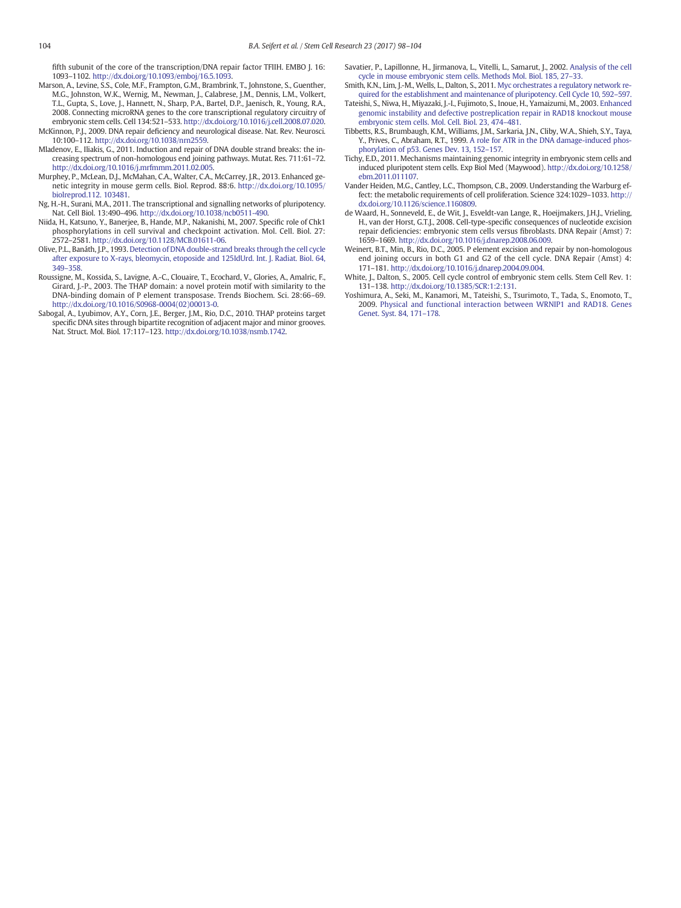fifth subunit of the core of the transcription/DNA repair factor TFIIH. EMBO J. 16: 1093–1102. http://dx.doi.org/10.1093/emboj/16.5.1093.

Marson, A., Levine, S.S., Cole, M.F., Frampton, G.M., Brambrink, T., Johnstone, S., Guenther, M.G., Johnston, W.K., Wernig, M., Newman, J., Calabrese, J.M., Dennis, L.M., Volkert, T.L., Gupta, S., Love, J., Hannett, N., Sharp, P.A., Bartel, D.P., Jaenisch, R., Young, R.A., 2008. Connecting microRNA genes to the core transcriptional regulatory circuitry of embryonic stem cells. Cell 134:521–533. http://dx.doi.org/10.1016/j.cell.2008.07.020.

McKinnon, P.J., 2009. DNA repair deficiency and neurological disease. Nat. Rev. Neurosci. 10:100–112. http://dx.doi.org/10.1038/nrn2559.

Mladenov, E., Iliakis, G., 2011. Induction and repair of DNA double strand breaks: the increasing spectrum of non-homologous end joining pathways. Mutat. Res. 711:61–72. http://dx.doi.org/10.1016/j.mrfmmm.2011.02.005.

Murphey, P., McLean, D.J., McMahan, C.A., Walter, C.A., McCarrey, J.R., 2013. Enhanced genetic integrity in mouse germ cells. Biol. Reprod. 88:6. http://dx.doi.org/10.1095/biolreprod.112. 103481.

Ng, H.-H., Surani, M.A., 2011. The transcriptional and signalling networks of pluripotency. Nat. Cell Biol. 13:490–496. http://dx.doi.org/10.1038/ncb0511-490.

Niida, H., Katsuno, Y., Banerjee, B., Hande, M.P., Nakanishi, M., 2007. Specific role of Chk1 phosphorylations in cell survival and checkpoint activation. Mol. Cell. Biol. 27: 2572–2581. http://dx.doi.org/10.1128/MCB.01611-06.

Olive, P.L., Banáth, J.P., 1993. Detection of DNA double-strand breaks through the cell cycle after exposure to X-rays, bleomycin, etoposide and 125IdUrd. Int. J. Radiat. Biol. 64, 349–358.

Roussigne, M., Kossida, S., Lavigne, A.-C., Clouaire, T., Ecochard, V., Glories, A., Amalric, F., Girard, J.-P., 2003. The THAP domain: a novel protein motif with similarity to the DNA-binding domain of P element transposase. Trends Biochem. Sci. 28:66–69. http://dx.doi.org/10.1016/S0968-0004(02)00013-0.

Sabogal, A., Lyubimov, A.Y., Corn, J.E., Berger, J.M., Rio, D.C., 2010. THAP proteins target specific DNA sites through bipartite recognition of adjacent major and minor grooves. Nat. Struct. Mol. Biol. 17:117–123. http://dx.doi.org/10.1038/nsmb.1742.

Savatier, P., Lapillonne, H., Jirmanova, L., Vitelli, L., Samarut, J., 2002. Analysis of the cell cycle in mouse embryonic stem cells. Methods Mol. Biol. 185, 27–33.

Smith, K.N., Lim, J.-M., Wells, L., Dalton, S., 2011. Myc orchestrates a regulatory network required for the establishment and maintenance of pluripotency. Cell Cycle 10, 592–597.

Tateishi, S., Niwa, H., Miyazaki, J.-I., Fujimoto, S., Inoue, H., Yamaizumi, M., 2003. Enhanced genomic instability and defective postreplication repair in RAD18 knockout mouse embryonic stem cells. Mol. Cell. Biol. 23, 474–481.

Tibbetts, R.S., Brumbaugh, K.M., Williams, J.M., Sarkaria, J.N., Cliby, W.A., Shieh, S.Y., Taya, Y., Prives, C., Abraham, R.T., 1999. A role for ATR in the DNA damage-induced phosphorylation of p53. Genes Dev. 13, 152–157.

Tichy, E.D., 2011. Mechanisms maintaining genomic integrity in embryonic stem cells and induced pluripotent stem cells. Exp Biol Med (Maywood). http://dx.doi.org/10.1258/ebm.2011.011107.

Vander Heiden, M.G., Cantley, L.C., Thompson, C.B., 2009. Understanding the Warburg effect: the metabolic requirements of cell proliferation. Science 324:1029–1033. http://dx.doi.org/10.1126/science.1160809.

de Waard, H., Sonneveld, E., de Wit, J., Esveldt-van Lange, R., Hoeijmakers, J.H.J., Vrieling, H., van der Horst, G.T.J., 2008. Cell-type-specific consequences of nucleotide excision repair deficiencies: embryonic stem cells versus fibroblasts. DNA Repair (Amst) 7: 1659–1669. http://dx.doi.org/10.1016/j.dnarep.2008.06.009.

Weinert, B.T., Min, B., Rio, D.C., 2005. P element excision and repair by non-homologous end joining occurs in both G1 and G2 of the cell cycle. DNA Repair (Amst) 4: 171–181. http://dx.doi.org/10.1016/j.dnarep.2004.09.004.

White, J., Dalton, S., 2005. Cell cycle control of embryonic stem cells. Stem Cell Rev. 1: 131–138. http://dx.doi.org/10.1385/SCR:1:2:131.

Yoshimura, A., Seki, M., Kanamori, M., Tateishi, S., Tsurimoto, T., Tada, S., Enomoto, T., 2009. Physical and functional interaction between WRNIP1 and RAD18. Genes Genet. Syst. 84, 171–178.